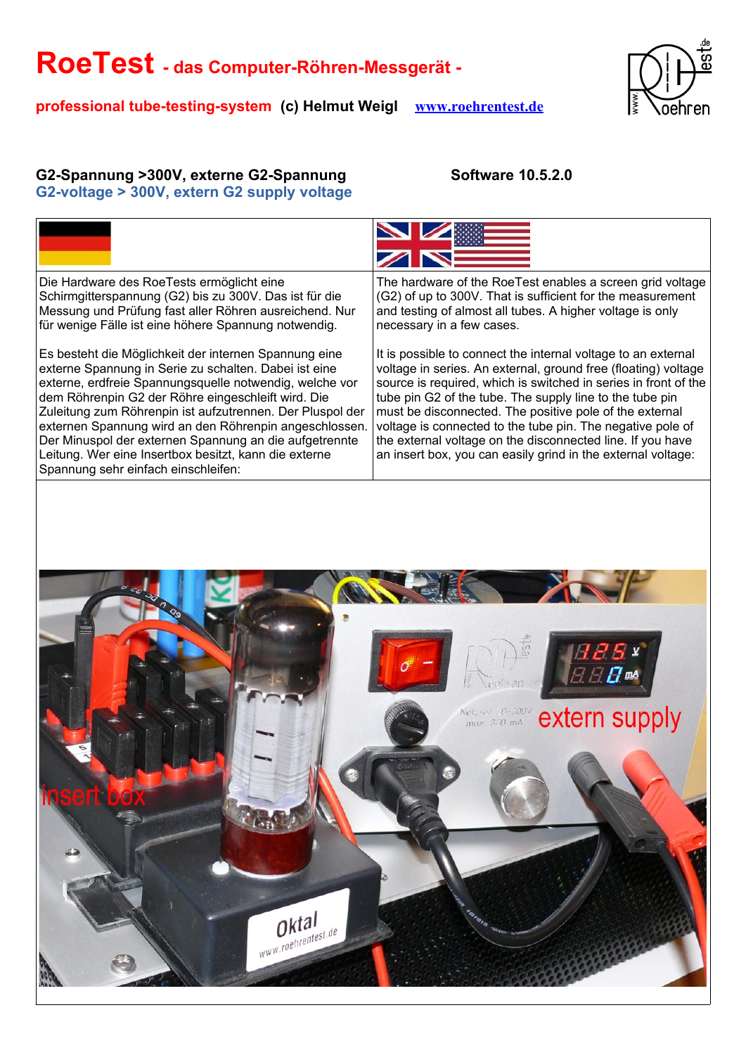# RoeTest - das Computer-Röhren-Messgerät -

**professional tube-testing-system (c) Helmut Weigl www.roehrentest.de**

## G2-Spannung >300V, externe G2-Spannung
## G2-voltage > 300V, extern G2 supply voltage

**Software 10.5.2.0**

| Deutsch | English |
| --- | --- |
| Die Hardware des RoeTests ermöglicht eine Schirmgitterspannung (G2) bis zu 300V. Das ist für die Messung und Prüfung fast aller Röhren ausreichend. Nur für wenige Fälle ist eine höhere Spannung notwendig. | The hardware of the RoeTest enables a screen grid voltage (G2) of up to 300V. That is sufficient for the measurement and testing of almost all tubes. A higher voltage is only necessary in a few cases. |
| Es besteht die Möglichkeit der internen Spannung eine externe Spannung in Serie zu schalten. Dabei ist eine externe, erdfreie Spannungsquelle notwendig, welche vor dem Röhrenpin G2 der Röhre eingeschleift wird. Die Zuleitung zum Röhrenpin ist aufzutrennen. Der Pluspol der externen Spannung wird an den Röhrenpin angeschlossen. Der Minuspol der externen Spannung an die aufgetrennte Leitung. Wer eine Insertbox besitzt, kann die externe Spannung sehr einfach einschleifen: | It is possible to connect the internal voltage to an external voltage in series. An external, ground free (floating) voltage source is required, which is switched in series in front of the tube pin G2 of the tube. The supply line to the tube pin must be disconnected. The positive pole of the external voltage is connected to the tube pin. The negative pole of the external voltage on the disconnected line. If you have an insert box, you can easily grind in the external voltage: |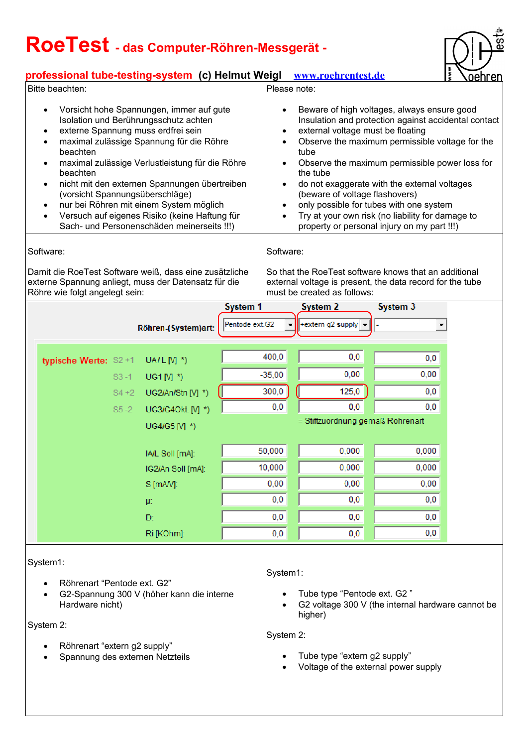# RoeTest - das Computer-Röhren-Messgerät -

**professional tube-testing-system (c) Helmut Weigl** www.roehrentest.de

| Bitte beachten: | Please note: |
|---|---|
| • Vorsicht hohe Spannungen, immer auf gute Isolation und Berührungsschutz achten<br>• externe Spannung muss erdfrei sein<br>• maximal zulässige Spannung für die Röhre beachten<br>• maximal zulässige Verlustleistung für die Röhre beachten<br>• nicht mit den externen Spannungen übertreiben (vorsicht Spannungsüberschläge)<br>• nur bei Röhren mit einem System möglich<br>• Versuch auf eigenes Risiko (keine Haftung für Sach- und Personenschäden meinerseits !!!) | • Beware of high voltages, always ensure good Insulation and protection against accidental contact<br>• external voltage must be floating<br>• Observe the maximum permissible voltage for the tube<br>• Observe the maximum permissible power loss for the tube<br>• do not exaggerate with the external voltages (beware of voltage flashovers)<br>• only possible for tubes with one system<br>• Try at your own risk (no liability for damage to property or personal injury on my part !!!) |
| Software:<br><br>Damit die RoeTest Software weiß, dass eine zusätzliche externe Spannung anliegt, muss der Datensatz für die Röhre wie folgt angelegt sein: | Software:<br><br>So that the RoeTest software knows that an additional external voltage is present, the data record for the tube must be created as follows: |

| | | System 1 | System 2 | System 3 |
|---|---|---|---|---|
| | Röhren-(System)art: | Pentode ext.G2 | +extern g2 supply | - |
| typische Werte: S2 +1 | UA / L [V] *) | 400,0 | 0,0 | 0,0 |
| S3 -1 | UG1 [V] *) | -35,00 | 0,00 | 0,00 |
| S4 +2 | UG2/An/Stn [V] *) | 300,0 | 125,0 | 0,0 |
| S5 -2 | UG3/G4Okt. [V] *) | 0,0 | 0,0 | 0,0 |
| | UG4/G5 [V] *) | | = Stiftzuordnung gemäß Röhrenart | |
| | IA/L Soll [mA]: | 50,000 | 0,000 | 0,000 |
| | IG2/An Soll [mA]: | 10,000 | 0,000 | 0,000 |
| | S [mA/V]: | 0,00 | 0,00 | 0,00 |
| | µ: | 0,0 | 0,0 | 0,0 |
| | D: | 0,0 | 0,0 | 0,0 |
| | Ri [KOhm]: | 0,0 | 0,0 | 0,0 |

| | |
|---|---|
| System1:<br><br>• Röhrenart “Pentode ext. G2”<br>• G2-Spannung 300 V (höher kann die interne Hardware nicht)<br><br>System 2:<br><br>• Röhrenart “extern g2 supply”<br>• Spannung des externen Netzteils | System1:<br><br>• Tube type “Pentode ext. G2 ”<br>• G2 voltage 300 V (the internal hardware cannot be higher)<br><br>System 2:<br><br>• Tube type “extern g2 supply”<br>• Voltage of the external power supply |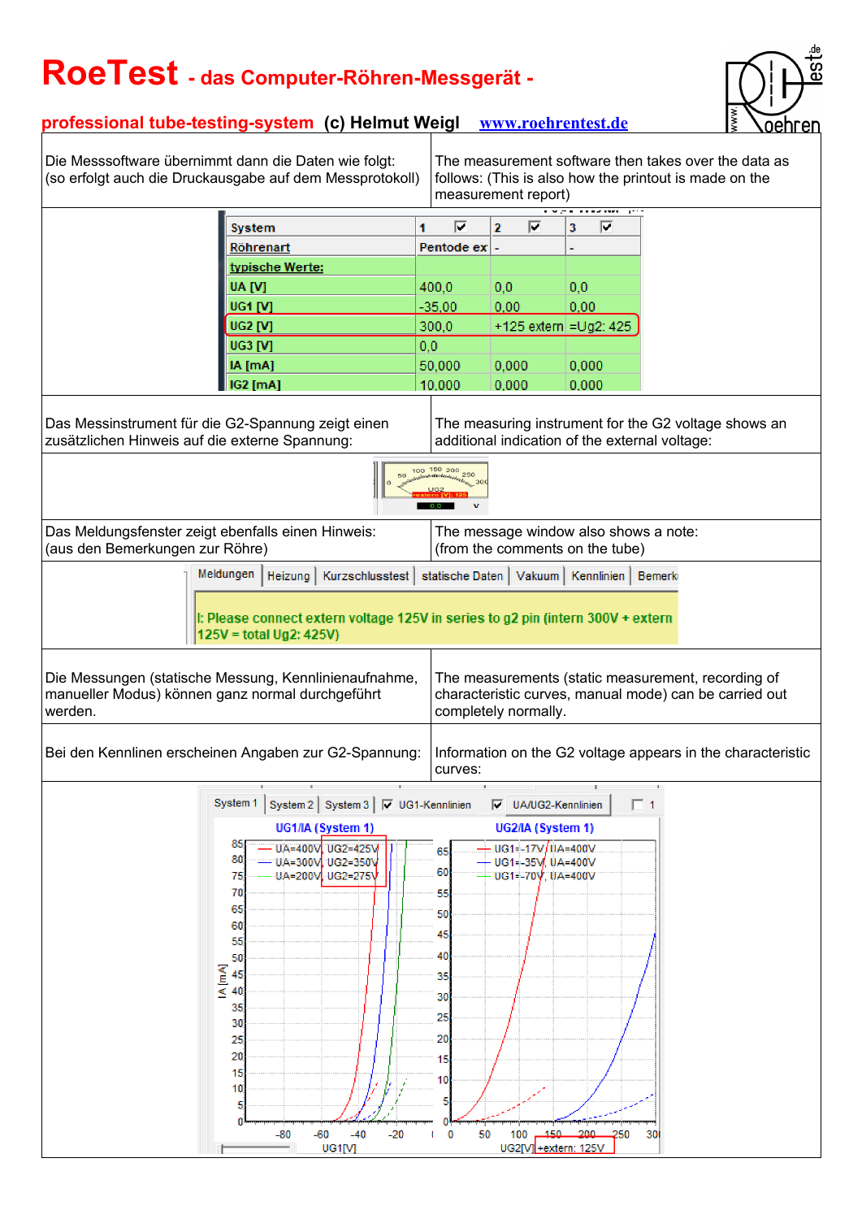| Die Messsoftware übernimmt dann die Daten wie folgt: (so erfolgt auch die Druckausgabe auf dem Messprotokoll) | The measurement software then takes over the data as follows: (This is also how the printout is made on the measurement report) |
|---|---|

| System | 1 | 2 | 3 |
|---|---|---|---|
| Röhrenart | Pentode ex | - | - |
| typische Werte: | | | |
| UA [V] | 400,0 | 0,0 | 0,0 |
| UG1 [V] | -35,00 | 0,00 | 0,00 |
| UG2 [V] | 300,0 | +125 extern | =Ug2: 425 |
| UG3 [V] | 0,0 | | |
| IA [mA] | 50,000 | 0,000 | 0,000 |
| IG2 [mA] | 10,000 | 0,000 | 0,000 |

| Das Messinstrument für die G2-Spannung zeigt einen zusätzlichen Hinweis auf die externe Spannung: | The measuring instrument for the G2 voltage shows an additional indication of the external voltage: |
|---|---|

UG2 +extern [V]: 125

| Das Meldungsfenster zeigt ebenfalls einen Hinweis: (aus den Bemerkungen zur Röhre) | The message window also shows a note: (from the comments on the tube) |
|---|---|

Meldungen | Heizung | Kurzschlusstest | statische Daten | Vakuum | Kennlinien | Bemerk

I: Please connect extern voltage 125V in series to g2 pin (intern 300V + extern 125V = total Ug2: 425V)

| Die Messungen (statische Messung, Kennlinienaufnahme, manueller Modus) können ganz normal durchgeführt werden. | The measurements (static measurement, recording of characteristic curves, manual mode) can be carried out completely normally. |
|---|---|
| Bei den Kennlinien erscheinen Angaben zur G2-Spannung: | Information on the G2 voltage appears in the characteristic curves: |

UG1/IA (System 1): UA=400V, UG2=425V; UA=300V, UG2=350V; UA=200V, UG2=275V

UG2/IA (System 1): UG1=-17V, UA=400V; UG1=-35V, UA=400V; UG1=-70V, UA=400V

UG2[V] +extern: 125V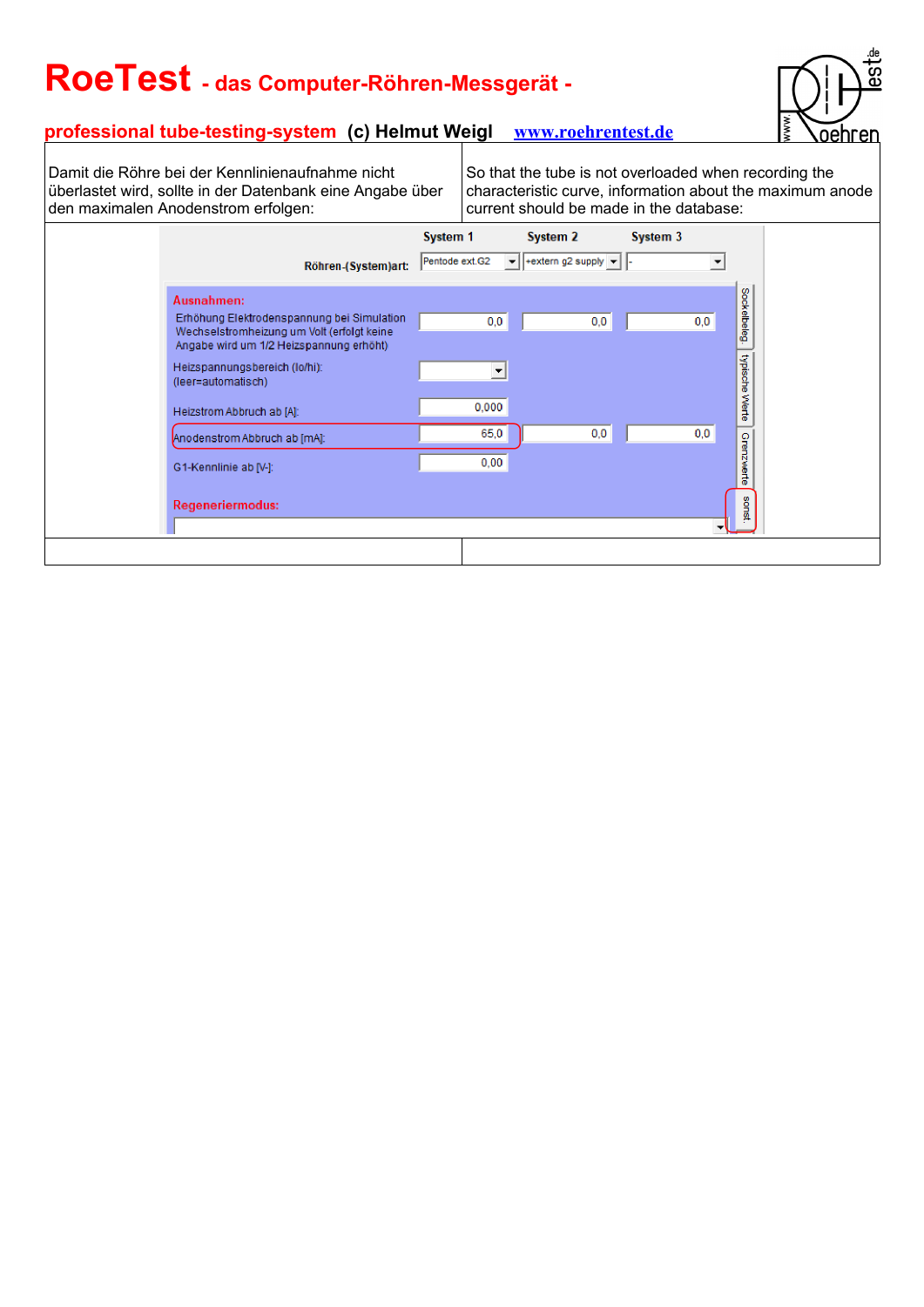# RoeTest - das Computer-Röhren-Messgerät -

**professional tube-testing-system (c) Helmut Weigl** www.roehrentest.de

| | |
|---|---|
| Damit die Röhre bei der Kennlinienaufnahme nicht überlastet wird, sollte in der Datenbank eine Angabe über den maximalen Anodenstrom erfolgen: | So that the tube is not overloaded when recording the characteristic curve, information about the maximum anode current should be made in the database: |